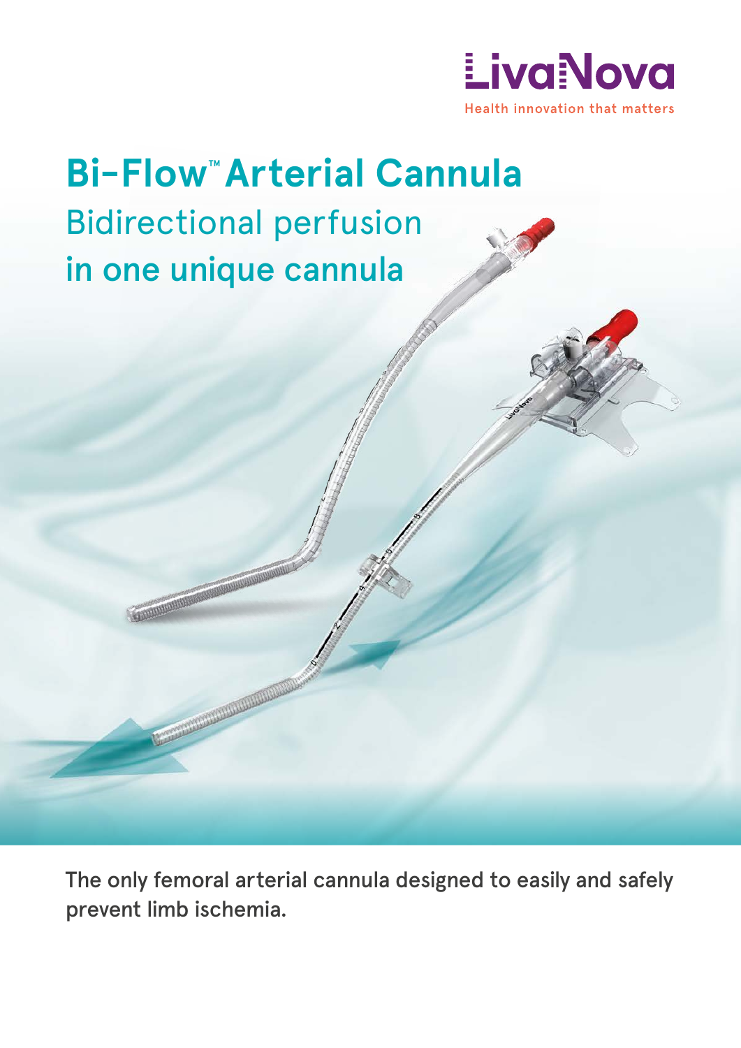LivaNova
Health innovation that matters

# Bi-Flow™ Arterial Cannula

## Bidirectional perfusion **in one unique cannula**

The only femoral arterial cannula designed to easily and safely prevent limb ischemia.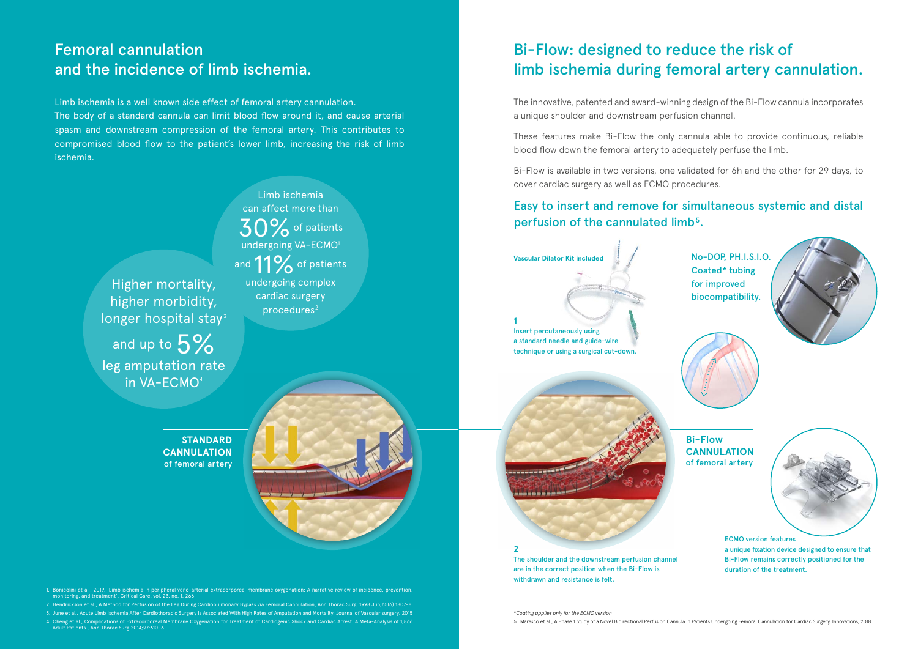## Femoral cannulation and the incidence of limb ischemia.

Limb ischemia is a well known side effect of femoral artery cannulation.
The body of a standard cannula can limit blood flow around it, and cause arterial spasm and downstream compression of the femoral artery. This contributes to compromised blood flow to the patient's lower limb, increasing the risk of limb ischemia.

Limb ischemia can affect more than **30%** of patients undergoing VA-ECMO[1] and **11%** of patients undergoing complex cardiac surgery procedures[2]

Higher mortality, higher morbidity, longer hospital stay[3] and up to **5%** leg amputation rate in VA-ECMO[4]

**STANDARD CANNULATION** of femoral artery

1. Bonicolini et al., 2019, 'Limb ischemia in peripheral veno-arterial extracorporeal membrane oxygenation: A narrative review of incidence, prevention, monitoring, and treatment', Critical Care, vol. 23, no. 1, 266
2. Hendrickson et al., A Method for Perfusion of the Leg During Cardiopulmonary Bypass via Femoral Cannulation, Ann Thorac Surg. 1998 Jun;65(6):1807-8
3. June et al., Acute Limb Ischemia After Cardiothoracic Surgery Is Associated With High Rates of Amputation and Mortality, Journal of Vascular surgery, 2015
4. Cheng et al., Complications of Extracorporeal Membrane Oxygenation for Treatment of Cardiogenic Shock and Cardiac Arrest: A Meta-Analysis of 1,866 Adult Patients., Ann Thorac Surg 2014;97:610–6

## Bi-Flow: designed to reduce the risk of limb ischemia during femoral artery cannulation.

The innovative, patented and award-winning design of the Bi-Flow cannula incorporates a unique shoulder and downstream perfusion channel.

These features make Bi-Flow the only cannula able to provide continuous, reliable blood flow down the femoral artery to adequately perfuse the limb.

Bi-Flow is available in two versions, one validated for 6h and the other for 29 days, to cover cardiac surgery as well as ECMO procedures.

### Easy to insert and remove for simultaneous systemic and distal perfusion of the cannulated limb[5].

**Vascular Dilator Kit included**

**No-DOP, PH.I.S.I.O. Coated* tubing for improved biocompatibility.**

**1**
**Insert percutaneously using a standard needle and guide-wire technique or using a surgical cut-down.**

**Bi-Flow CANNULATION** of femoral artery

**2**
**The shoulder and the downstream perfusion channel are in the correct position when the Bi-Flow is withdrawn and resistance is felt.**

**ECMO version features a unique fixation device designed to ensure that Bi-Flow remains correctly positioned for the duration of the treatment.**

*Coating applies only for the ECMO version

5. Marasco et al., A Phase 1 Study of a Novel Bidirectional Perfusion Cannula in Patients Undergoing Femoral Cannulation for Cardiac Surgery, Innovations, 2018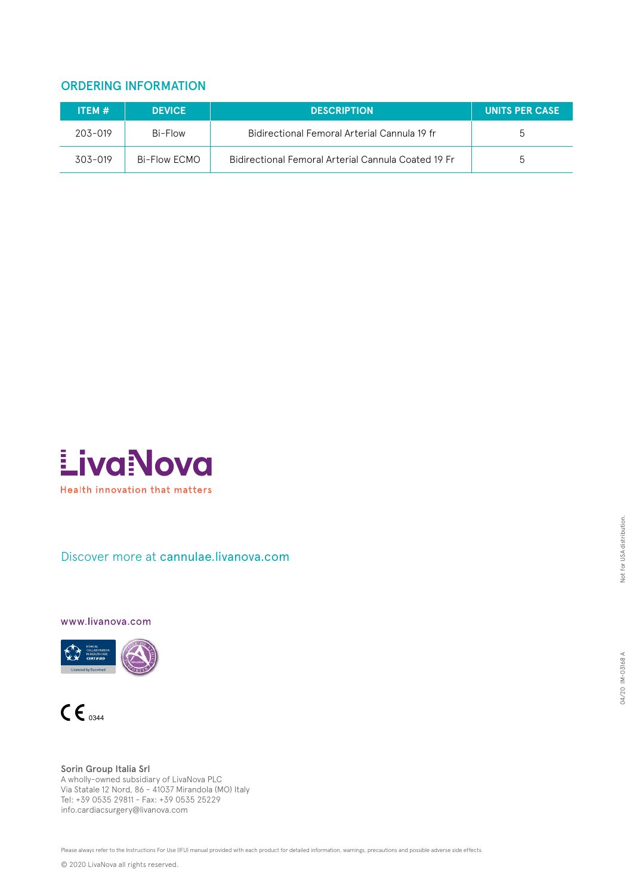## ORDERING INFORMATION

| ITEM # | DEVICE | DESCRIPTION | UNITS PER CASE |
|---|---|---|---|
| 203-019 | Bi-Flow | Bidirectional Femoral Arterial Cannula 19 fr | 5 |
| 303-019 | Bi-Flow ECMO | Bidirectional Femoral Arterial Cannula Coated 19 Fr | 5 |

LivaNova

Health innovation that matters

Discover more at cannulae.livanova.com

www.livanova.com

CE 0344

**Sorin Group Italia Srl**
A wholly-owned subsidiary of LivaNova PLC
Via Statale 12 Nord, 86 - 41037 Mirandola (MO) Italy
Tel: +39 0535 29811 - Fax: +39 0535 25229
info.cardiacsurgery@livanova.com

Not for USA distribution.

04/20 IM-03168 A

Please always refer to the Instructions For Use (IFU) manual provided with each product for detailed information, warnings, precautions and possible adverse side effects.

© 2020 LivaNova all rights reserved.